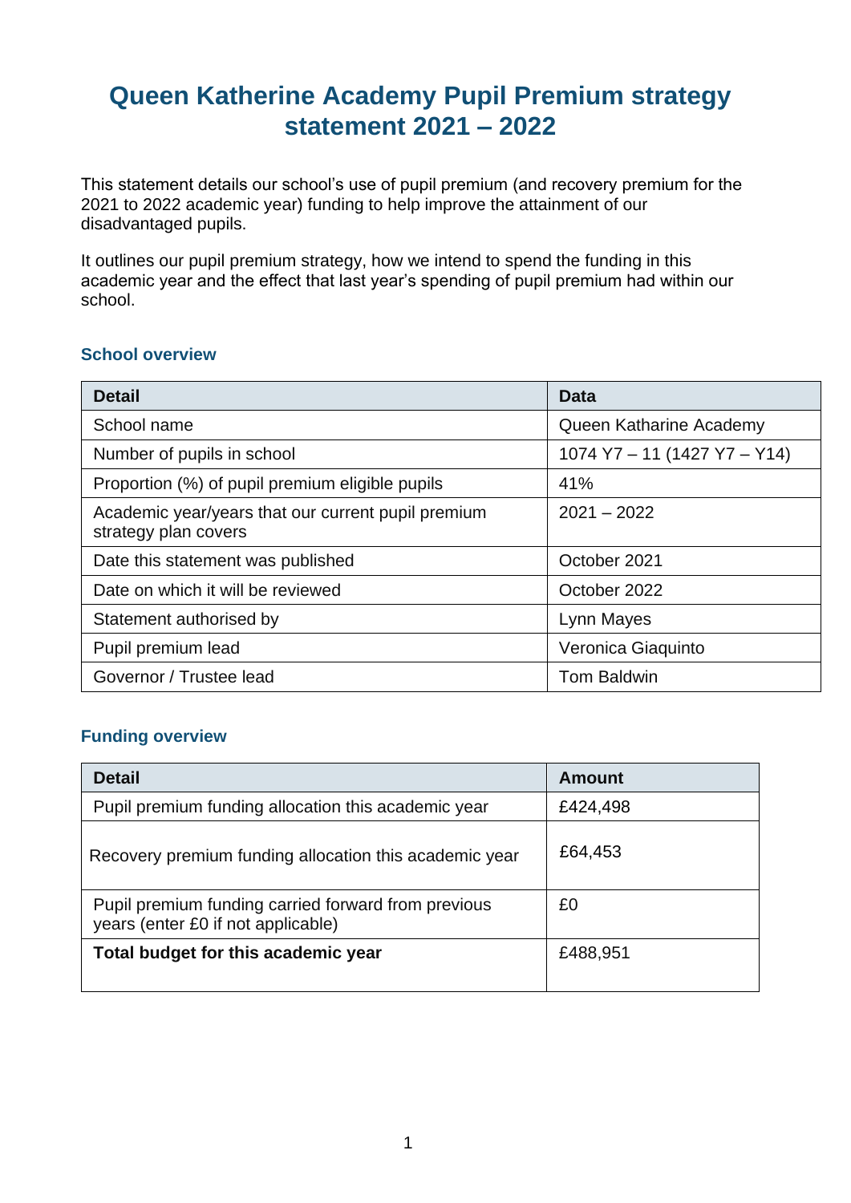# Queen Katherine Academy Pupil Premium strategy statement 2021 – 2022

This statement details our school's use of pupil premium (and recovery premium for the 2021 to 2022 academic year) funding to help improve the attainment of our disadvantaged pupils.

It outlines our pupil premium strategy, how we intend to spend the funding in this academic year and the effect that last year's spending of pupil premium had within our school.

### School overview

| Detail | Data |
|---|---|
| School name | Queen Katharine Academy |
| Number of pupils in school | 1074 Y7 – 11 (1427 Y7 – Y14) |
| Proportion (%) of pupil premium eligible pupils | 41% |
| Academic year/years that our current pupil premium strategy plan covers | 2021 – 2022 |
| Date this statement was published | October 2021 |
| Date on which it will be reviewed | October 2022 |
| Statement authorised by | Lynn Mayes |
| Pupil premium lead | Veronica Giaquinto |
| Governor / Trustee lead | Tom Baldwin |

### Funding overview

| Detail | Amount |
|---|---|
| Pupil premium funding allocation this academic year | £424,498 |
| Recovery premium funding allocation this academic year | £64,453 |
| Pupil premium funding carried forward from previous years (enter £0 if not applicable) | £0 |
| **Total budget for this academic year** | £488,951 |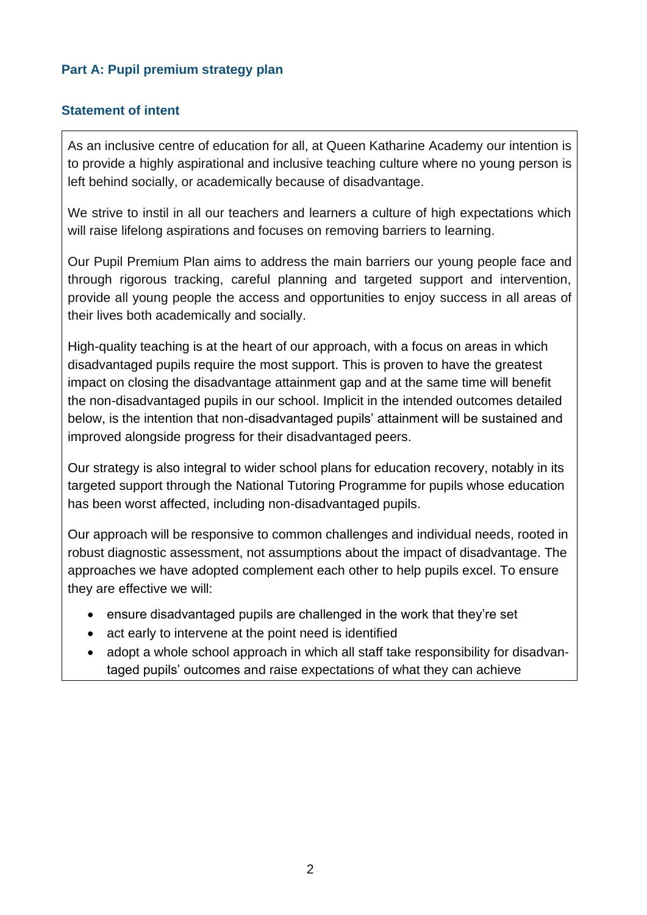## Part A: Pupil premium strategy plan

### Statement of intent

As an inclusive centre of education for all, at Queen Katharine Academy our intention is to provide a highly aspirational and inclusive teaching culture where no young person is left behind socially, or academically because of disadvantage.

We strive to instil in all our teachers and learners a culture of high expectations which will raise lifelong aspirations and focuses on removing barriers to learning.

Our Pupil Premium Plan aims to address the main barriers our young people face and through rigorous tracking, careful planning and targeted support and intervention, provide all young people the access and opportunities to enjoy success in all areas of their lives both academically and socially.

High-quality teaching is at the heart of our approach, with a focus on areas in which disadvantaged pupils require the most support. This is proven to have the greatest impact on closing the disadvantage attainment gap and at the same time will benefit the non-disadvantaged pupils in our school. Implicit in the intended outcomes detailed below, is the intention that non-disadvantaged pupils' attainment will be sustained and improved alongside progress for their disadvantaged peers.

Our strategy is also integral to wider school plans for education recovery, notably in its targeted support through the National Tutoring Programme for pupils whose education has been worst affected, including non-disadvantaged pupils.

Our approach will be responsive to common challenges and individual needs, rooted in robust diagnostic assessment, not assumptions about the impact of disadvantage. The approaches we have adopted complement each other to help pupils excel. To ensure they are effective we will:

- ensure disadvantaged pupils are challenged in the work that they're set
- act early to intervene at the point need is identified
- adopt a whole school approach in which all staff take responsibility for disadvantaged pupils' outcomes and raise expectations of what they can achieve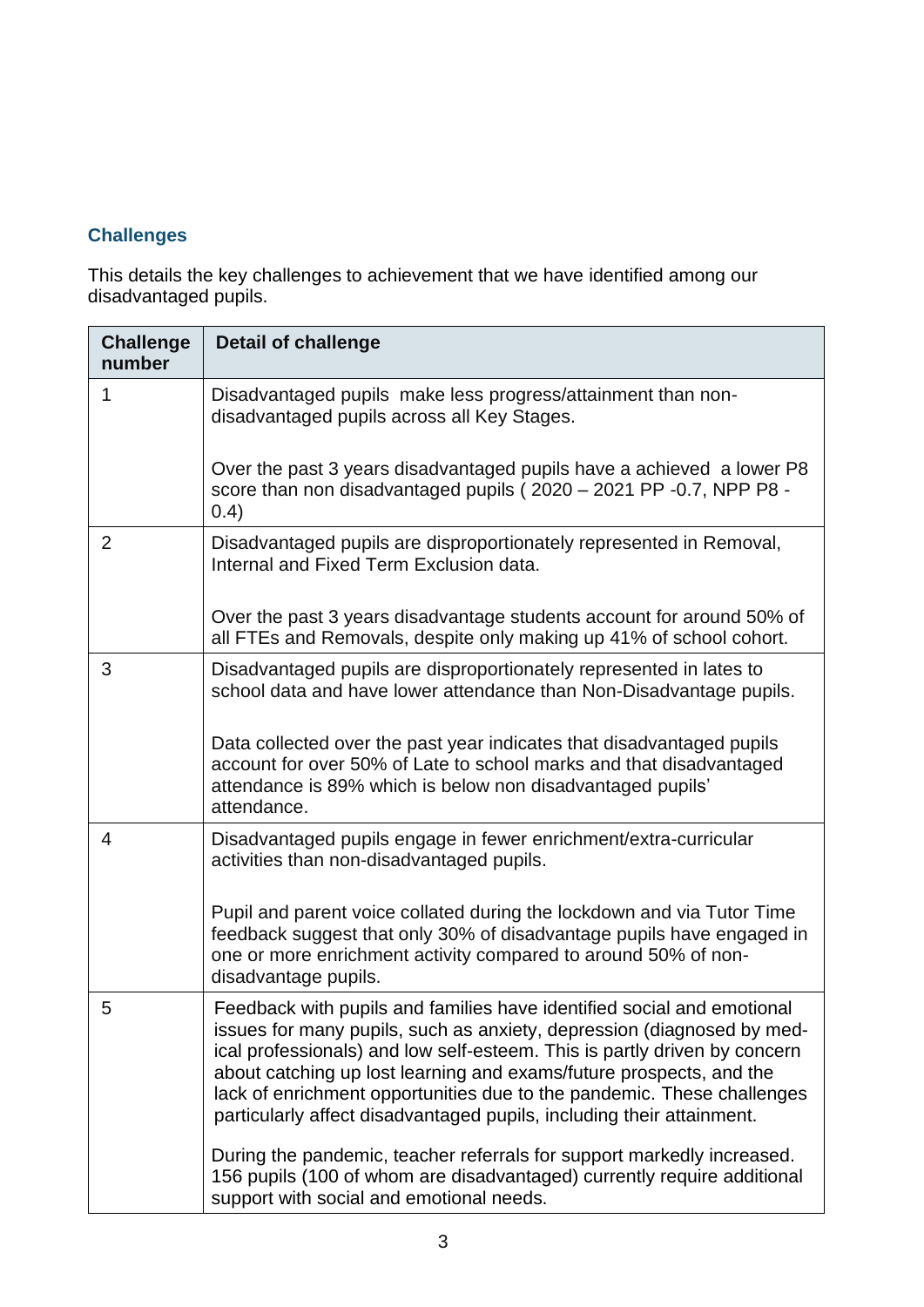### Challenges

This details the key challenges to achievement that we have identified among our disadvantaged pupils.

| Challenge number | Detail of challenge |
|---|---|
| 1 | Disadvantaged pupils make less progress/attainment than non-disadvantaged pupils across all Key Stages.<br><br>Over the past 3 years disadvantaged pupils have a achieved a lower P8 score than non disadvantaged pupils ( 2020 – 2021 PP -0.7, NPP P8 - 0.4) |
| 2 | Disadvantaged pupils are disproportionately represented in Removal, Internal and Fixed Term Exclusion data.<br><br>Over the past 3 years disadvantage students account for around 50% of all FTEs and Removals, despite only making up 41% of school cohort. |
| 3 | Disadvantaged pupils are disproportionately represented in lates to school data and have lower attendance than Non-Disadvantage pupils.<br><br>Data collected over the past year indicates that disadvantaged pupils account for over 50% of Late to school marks and that disadvantaged attendance is 89% which is below non disadvantaged pupils' attendance. |
| 4 | Disadvantaged pupils engage in fewer enrichment/extra-curricular activities than non-disadvantaged pupils.<br><br>Pupil and parent voice collated during the lockdown and via Tutor Time feedback suggest that only 30% of disadvantage pupils have engaged in one or more enrichment activity compared to around 50% of non-disadvantage pupils. |
| 5 | Feedback with pupils and families have identified social and emotional issues for many pupils, such as anxiety, depression (diagnosed by medical professionals) and low self-esteem. This is partly driven by concern about catching up lost learning and exams/future prospects, and the lack of enrichment opportunities due to the pandemic. These challenges particularly affect disadvantaged pupils, including their attainment.<br><br>During the pandemic, teacher referrals for support markedly increased. 156 pupils (100 of whom are disadvantaged) currently require additional support with social and emotional needs. |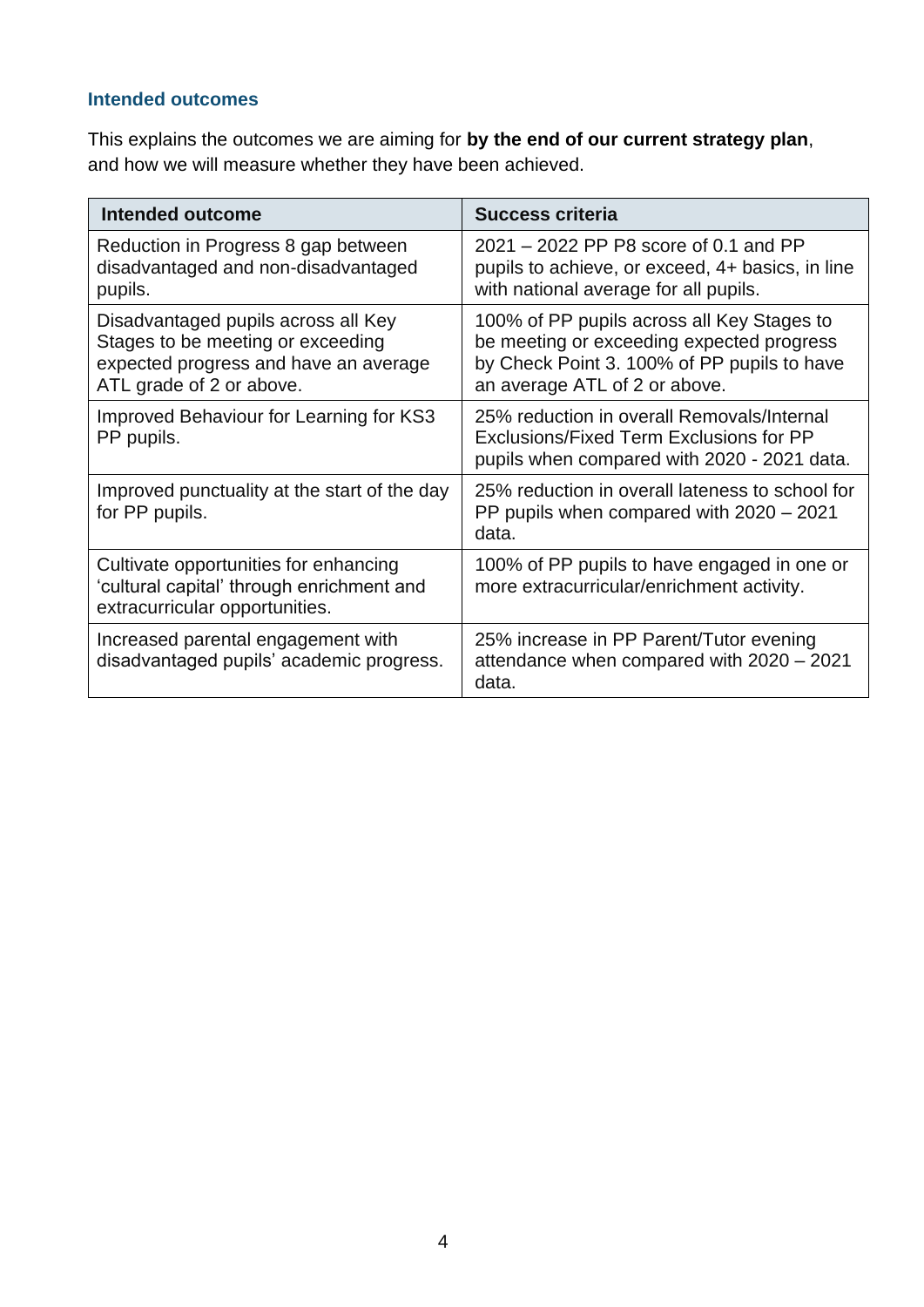### Intended outcomes

This explains the outcomes we are aiming for **by the end of our current strategy plan**, and how we will measure whether they have been achieved.

| Intended outcome | Success criteria |
| --- | --- |
| Reduction in Progress 8 gap between disadvantaged and non-disadvantaged pupils. | 2021 – 2022 PP P8 score of 0.1 and PP pupils to achieve, or exceed, 4+ basics, in line with national average for all pupils. |
| Disadvantaged pupils across all Key Stages to be meeting or exceeding expected progress and have an average ATL grade of 2 or above. | 100% of PP pupils across all Key Stages to be meeting or exceeding expected progress by Check Point 3. 100% of PP pupils to have an average ATL of 2 or above. |
| Improved Behaviour for Learning for KS3 PP pupils. | 25% reduction in overall Removals/Internal Exclusions/Fixed Term Exclusions for PP pupils when compared with 2020 - 2021 data. |
| Improved punctuality at the start of the day for PP pupils. | 25% reduction in overall lateness to school for PP pupils when compared with 2020 – 2021 data. |
| Cultivate opportunities for enhancing 'cultural capital' through enrichment and extracurricular opportunities. | 100% of PP pupils to have engaged in one or more extracurricular/enrichment activity. |
| Increased parental engagement with disadvantaged pupils' academic progress. | 25% increase in PP Parent/Tutor evening attendance when compared with 2020 – 2021 data. |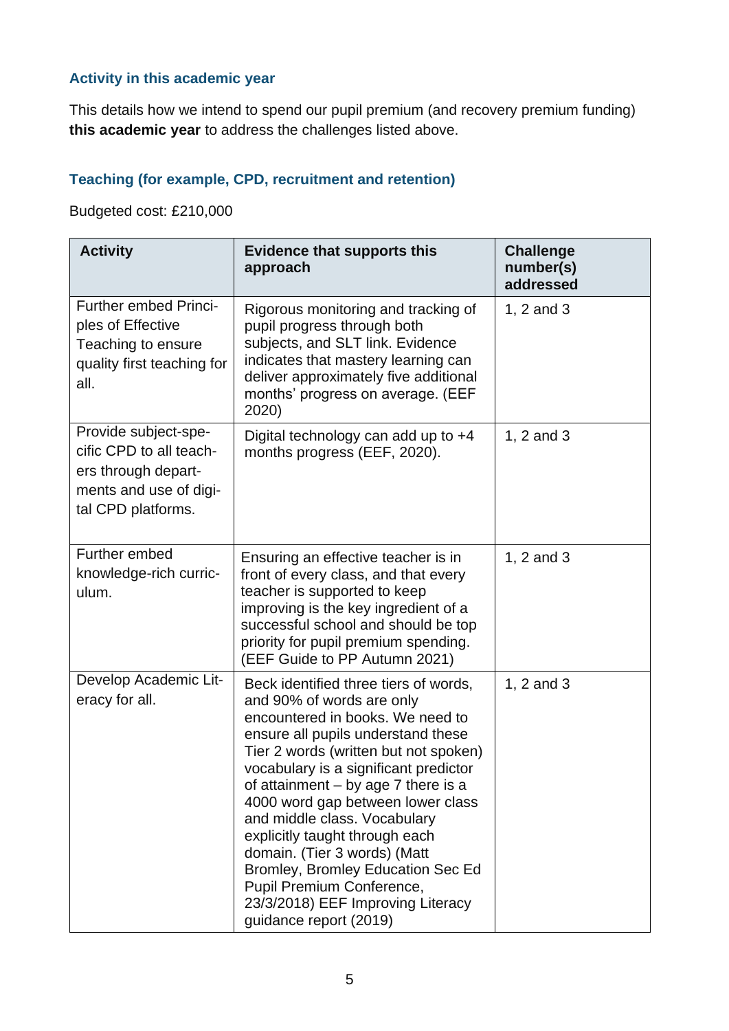### Activity in this academic year

This details how we intend to spend our pupil premium (and recovery premium funding) **this academic year** to address the challenges listed above.

### Teaching (for example, CPD, recruitment and retention)

Budgeted cost: £210,000

| Activity | Evidence that supports this approach | Challenge number(s) addressed |
|---|---|---|
| Further embed Principles of Effective Teaching to ensure quality first teaching for all. | Rigorous monitoring and tracking of pupil progress through both subjects, and SLT link. Evidence indicates that mastery learning can deliver approximately five additional months' progress on average. (EEF 2020) | 1, 2 and 3 |
| Provide subject-specific CPD to all teachers through departments and use of digital CPD platforms. | Digital technology can add up to +4 months progress (EEF, 2020). | 1, 2 and 3 |
| Further embed knowledge-rich curriculum. | Ensuring an effective teacher is in front of every class, and that every teacher is supported to keep improving is the key ingredient of a successful school and should be top priority for pupil premium spending. (EEF Guide to PP Autumn 2021) | 1, 2 and 3 |
| Develop Academic Literacy for all. | Beck identified three tiers of words, and 90% of words are only encountered in books. We need to ensure all pupils understand these Tier 2 words (written but not spoken) vocabulary is a significant predictor of attainment – by age 7 there is a 4000 word gap between lower class and middle class. Vocabulary explicitly taught through each domain. (Tier 3 words) (Matt Bromley, Bromley Education Sec Ed Pupil Premium Conference, 23/3/2018) EEF Improving Literacy guidance report (2019) | 1, 2 and 3 |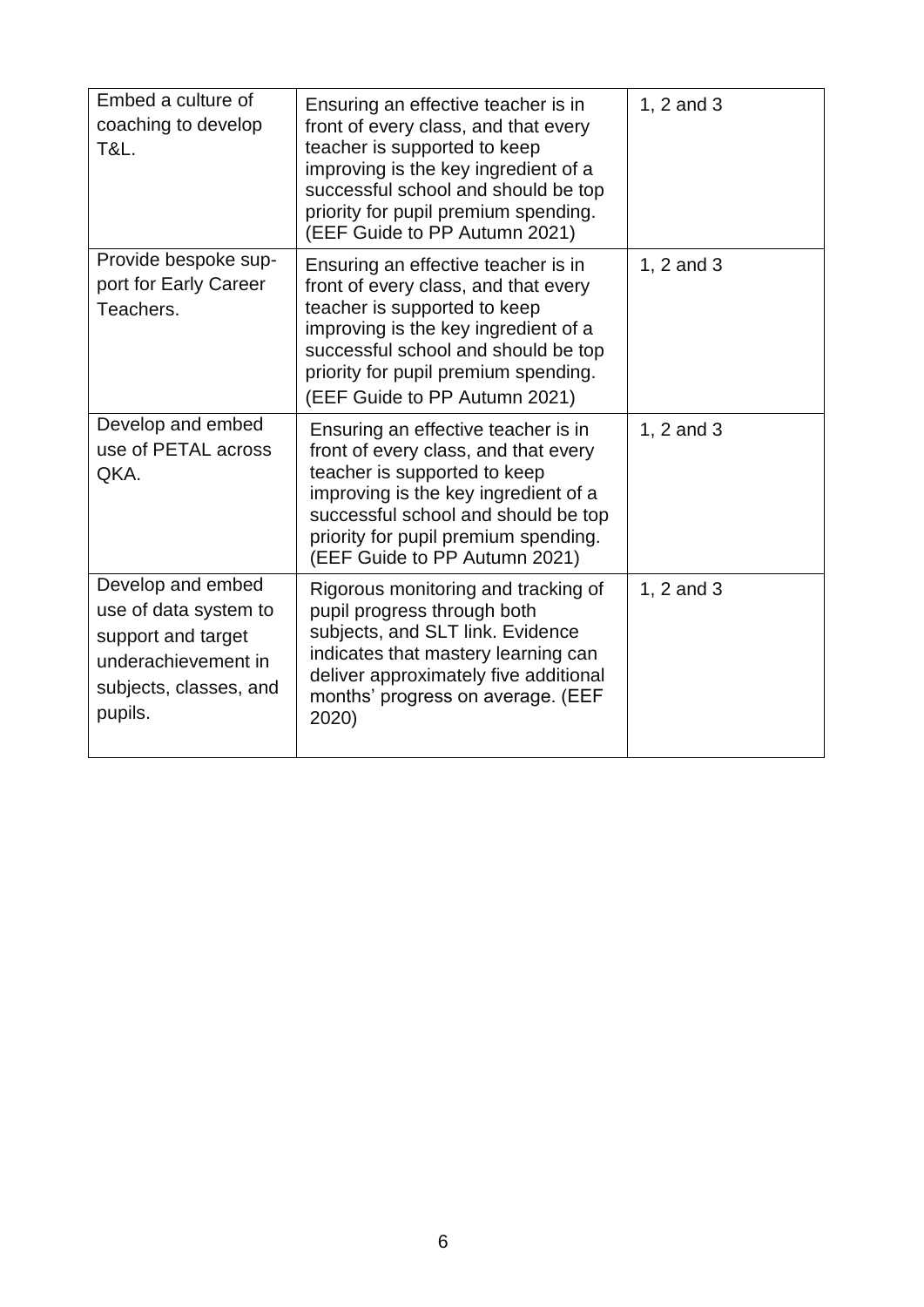| | | |
|---|---|---|
| Embed a culture of coaching to develop T&L. | Ensuring an effective teacher is in front of every class, and that every teacher is supported to keep improving is the key ingredient of a successful school and should be top priority for pupil premium spending. (EEF Guide to PP Autumn 2021) | 1, 2 and 3 |
| Provide bespoke support for Early Career Teachers. | Ensuring an effective teacher is in front of every class, and that every teacher is supported to keep improving is the key ingredient of a successful school and should be top priority for pupil premium spending. (EEF Guide to PP Autumn 2021) | 1, 2 and 3 |
| Develop and embed use of PETAL across QKA. | Ensuring an effective teacher is in front of every class, and that every teacher is supported to keep improving is the key ingredient of a successful school and should be top priority for pupil premium spending. (EEF Guide to PP Autumn 2021) | 1, 2 and 3 |
| Develop and embed use of data system to support and target underachievement in subjects, classes, and pupils. | Rigorous monitoring and tracking of pupil progress through both subjects, and SLT link. Evidence indicates that mastery learning can deliver approximately five additional months' progress on average. (EEF 2020) | 1, 2 and 3 |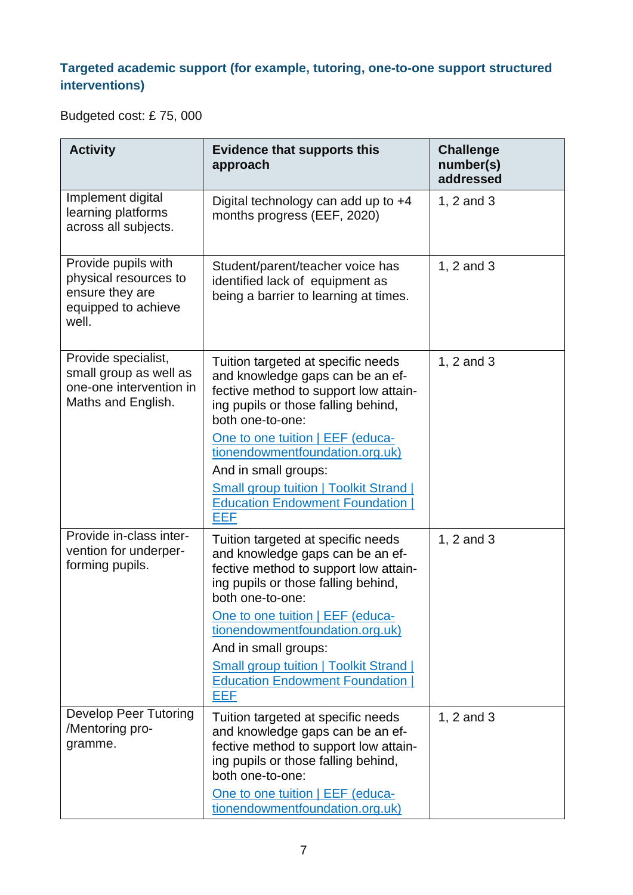### Targeted academic support (for example, tutoring, one-to-one support structured interventions)

Budgeted cost: £ 75, 000

| Activity | Evidence that supports this approach | Challenge number(s) addressed |
|---|---|---|
| Implement digital learning platforms across all subjects. | Digital technology can add up to +4 months progress (EEF, 2020) | 1, 2 and 3 |
| Provide pupils with physical resources to ensure they are equipped to achieve well. | Student/parent/teacher voice has identified lack of equipment as being a barrier to learning at times. | 1, 2 and 3 |
| Provide specialist, small group as well as one-one intervention in Maths and English. | Tuition targeted at specific needs and knowledge gaps can be an effective method to support low attaining pupils or those falling behind, both one-to-one: [One to one tuition \| EEF (educationendowmentfoundation.org.uk)] And in small groups: [Small group tuition \| Toolkit Strand \| Education Endowment Foundation \| EEF] | 1, 2 and 3 |
| Provide in-class intervention for underperforming pupils. | Tuition targeted at specific needs and knowledge gaps can be an effective method to support low attaining pupils or those falling behind, both one-to-one: [One to one tuition \| EEF (educationendowmentfoundation.org.uk)] And in small groups: [Small group tuition \| Toolkit Strand \| Education Endowment Foundation \| EEF] | 1, 2 and 3 |
| Develop Peer Tutoring /Mentoring programme. | Tuition targeted at specific needs and knowledge gaps can be an effective method to support low attaining pupils or those falling behind, both one-to-one: [One to one tuition \| EEF (educationendowmentfoundation.org.uk)] | 1, 2 and 3 |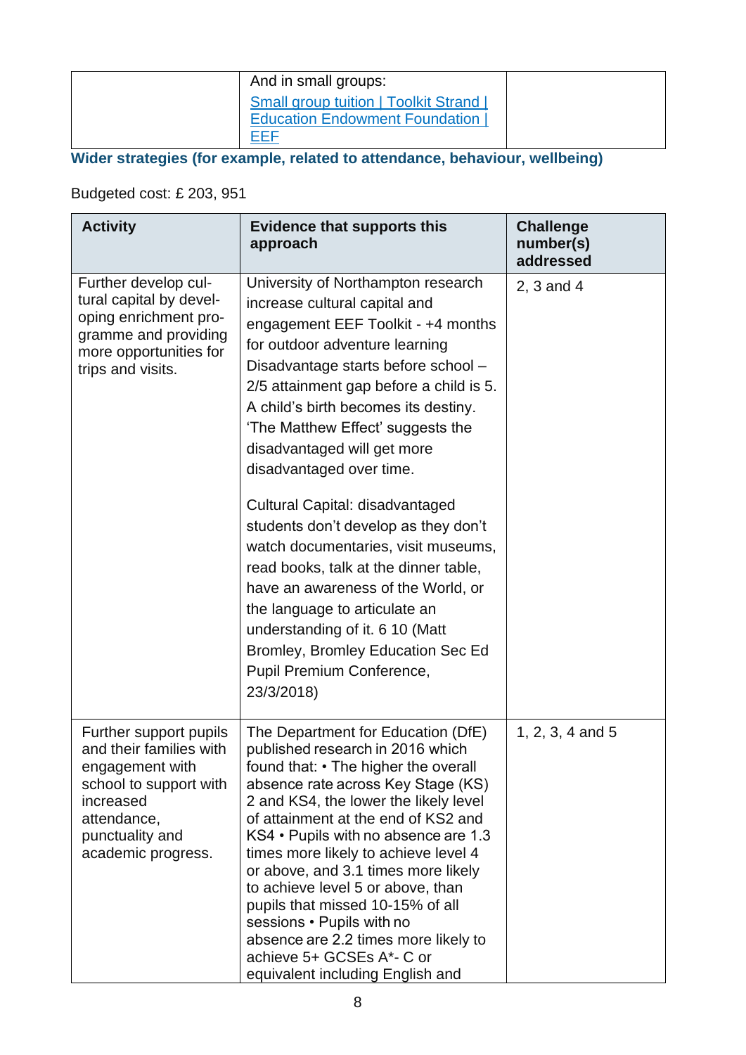| | And in small groups: [Small group tuition \| Toolkit Strand \| Education Endowment Foundation \| EEF](#) | |
|---|---|---|

### Wider strategies (for example, related to attendance, behaviour, wellbeing)

Budgeted cost: £ 203, 951

| Activity | Evidence that supports this approach | Challenge number(s) addressed |
|---|---|---|
| Further develop cultural capital by developing enrichment programme and providing more opportunities for trips and visits. | University of Northampton research increase cultural capital and engagement EEF Toolkit - +4 months for outdoor adventure learning Disadvantage starts before school – 2/5 attainment gap before a child is 5. A child's birth becomes its destiny. 'The Matthew Effect' suggests the disadvantaged will get more disadvantaged over time.<br><br>Cultural Capital: disadvantaged students don't develop as they don't watch documentaries, visit museums, read books, talk at the dinner table, have an awareness of the World, or the language to articulate an understanding of it. 6 10 (Matt Bromley, Bromley Education Sec Ed Pupil Premium Conference, 23/3/2018) | 2, 3 and 4 |
| Further support pupils and their families with engagement with school to support with increased attendance, punctuality and academic progress. | The Department for Education (DfE) published research in 2016 which found that: • The higher the overall absence rate across Key Stage (KS) 2 and KS4, the lower the likely level of attainment at the end of KS2 and KS4 • Pupils with no absence are 1.3 times more likely to achieve level 4 or above, and 3.1 times more likely to achieve level 5 or above, than pupils that missed 10-15% of all sessions • Pupils with no absence are 2.2 times more likely to achieve 5+ GCSEs A*- C or equivalent including English and | 1, 2, 3, 4 and 5 |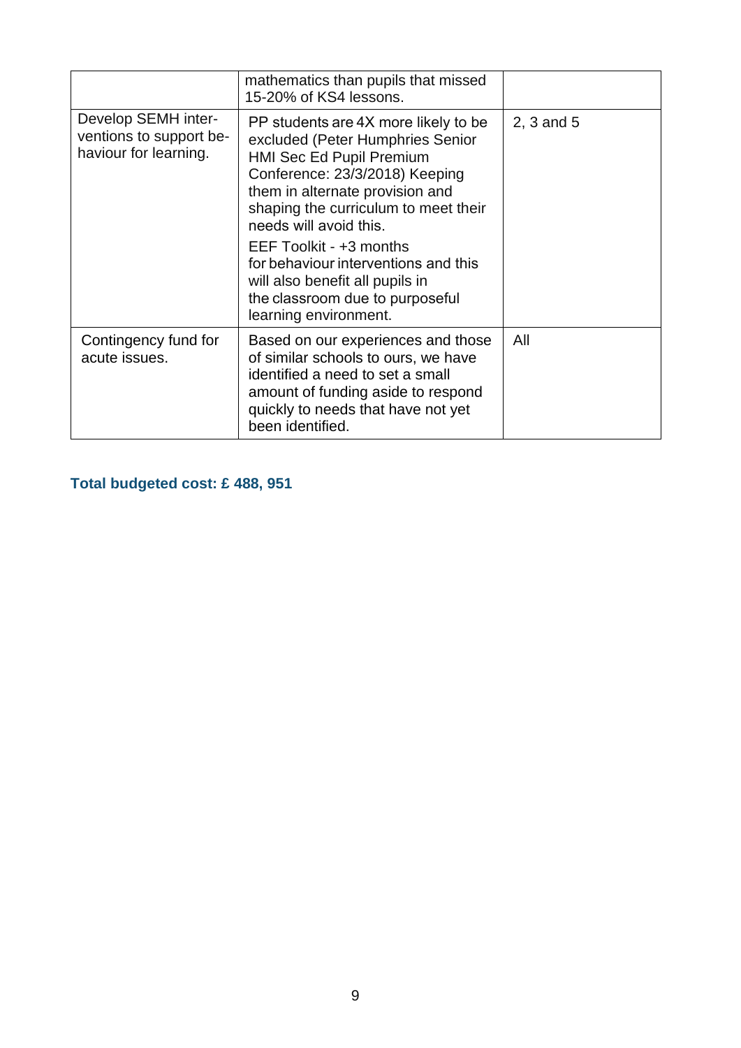| | | |
|---|---|---|
| | mathematics than pupils that missed 15-20% of KS4 lessons. | |
| Develop SEMH interventions to support behaviour for learning. | PP students are 4X more likely to be excluded (Peter Humphries Senior HMI Sec Ed Pupil Premium Conference: 23/3/2018) Keeping them in alternate provision and shaping the curriculum to meet their needs will avoid this.<br><br>EEF Toolkit - +3 months for behaviour interventions and this will also benefit all pupils in the classroom due to purposeful learning environment. | 2, 3 and 5 |
| Contingency fund for acute issues. | Based on our experiences and those of similar schools to ours, we have identified a need to set a small amount of funding aside to respond quickly to needs that have not yet been identified. | All |

**Total budgeted cost: £ 488, 951**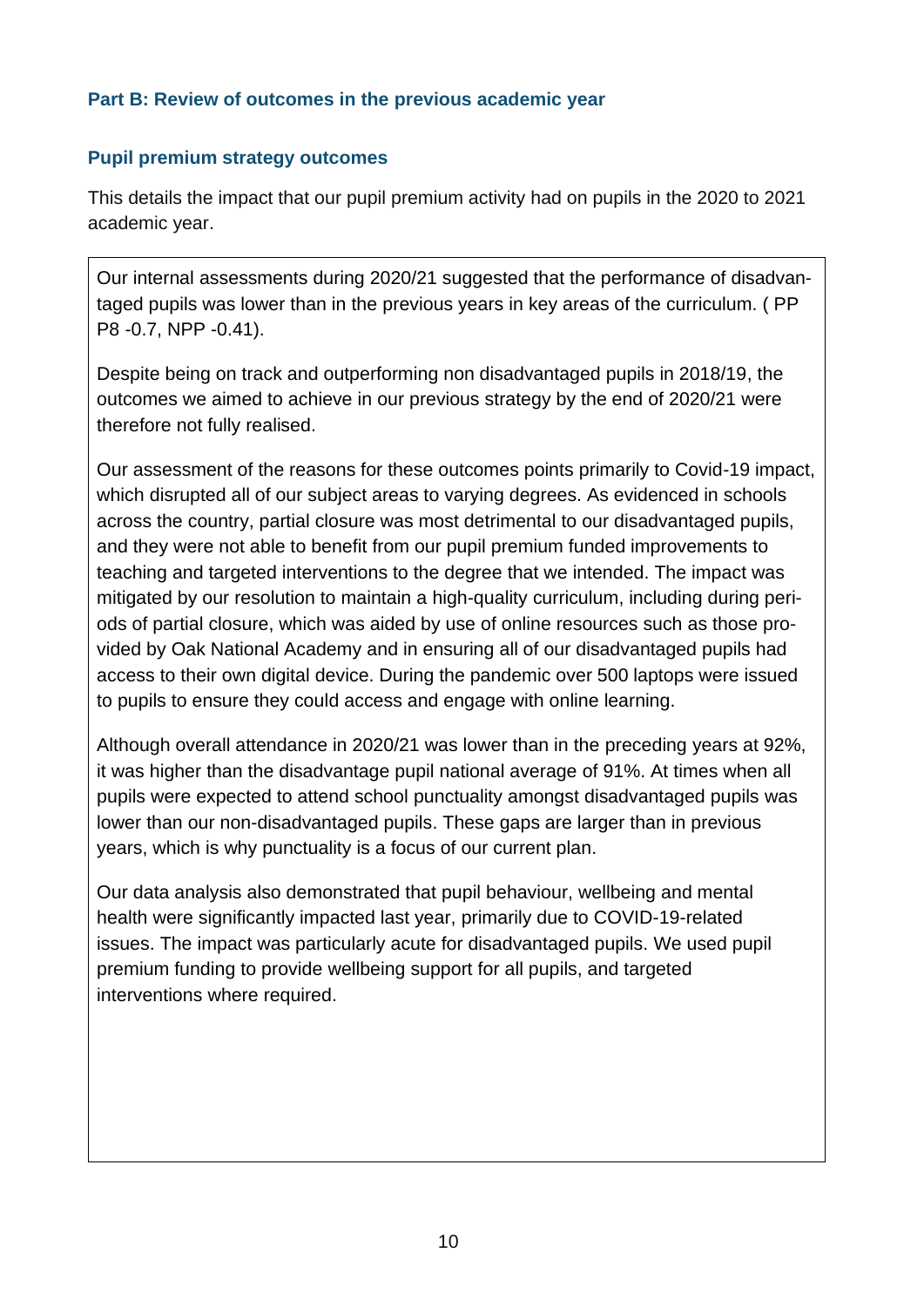## Part B: Review of outcomes in the previous academic year

### Pupil premium strategy outcomes

This details the impact that our pupil premium activity had on pupils in the 2020 to 2021 academic year.

Our internal assessments during 2020/21 suggested that the performance of disadvantaged pupils was lower than in the previous years in key areas of the curriculum. ( PP P8 -0.7, NPP -0.41).

Despite being on track and outperforming non disadvantaged pupils in 2018/19, the outcomes we aimed to achieve in our previous strategy by the end of 2020/21 were therefore not fully realised.

Our assessment of the reasons for these outcomes points primarily to Covid-19 impact, which disrupted all of our subject areas to varying degrees. As evidenced in schools across the country, partial closure was most detrimental to our disadvantaged pupils, and they were not able to benefit from our pupil premium funded improvements to teaching and targeted interventions to the degree that we intended. The impact was mitigated by our resolution to maintain a high-quality curriculum, including during periods of partial closure, which was aided by use of online resources such as those provided by Oak National Academy and in ensuring all of our disadvantaged pupils had access to their own digital device. During the pandemic over 500 laptops were issued to pupils to ensure they could access and engage with online learning.

Although overall attendance in 2020/21 was lower than in the preceding years at 92%, it was higher than the disadvantage pupil national average of 91%. At times when all pupils were expected to attend school punctuality amongst disadvantaged pupils was lower than our non-disadvantaged pupils. These gaps are larger than in previous years, which is why punctuality is a focus of our current plan.

Our data analysis also demonstrated that pupil behaviour, wellbeing and mental health were significantly impacted last year, primarily due to COVID-19-related issues. The impact was particularly acute for disadvantaged pupils. We used pupil premium funding to provide wellbeing support for all pupils, and targeted interventions where required.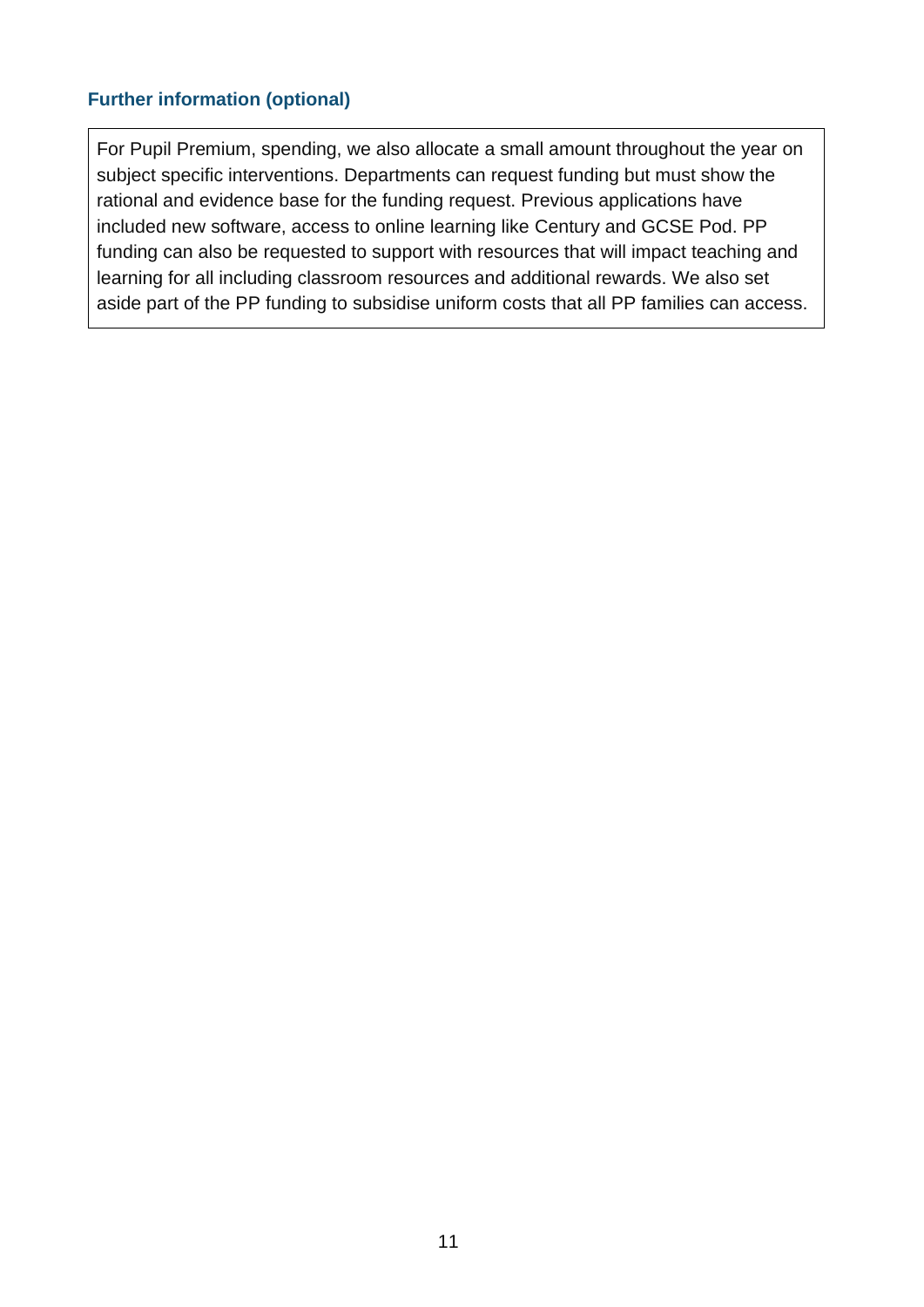### Further information (optional)

For Pupil Premium, spending, we also allocate a small amount throughout the year on subject specific interventions. Departments can request funding but must show the rational and evidence base for the funding request. Previous applications have included new software, access to online learning like Century and GCSE Pod. PP funding can also be requested to support with resources that will impact teaching and learning for all including classroom resources and additional rewards. We also set aside part of the PP funding to subsidise uniform costs that all PP families can access.